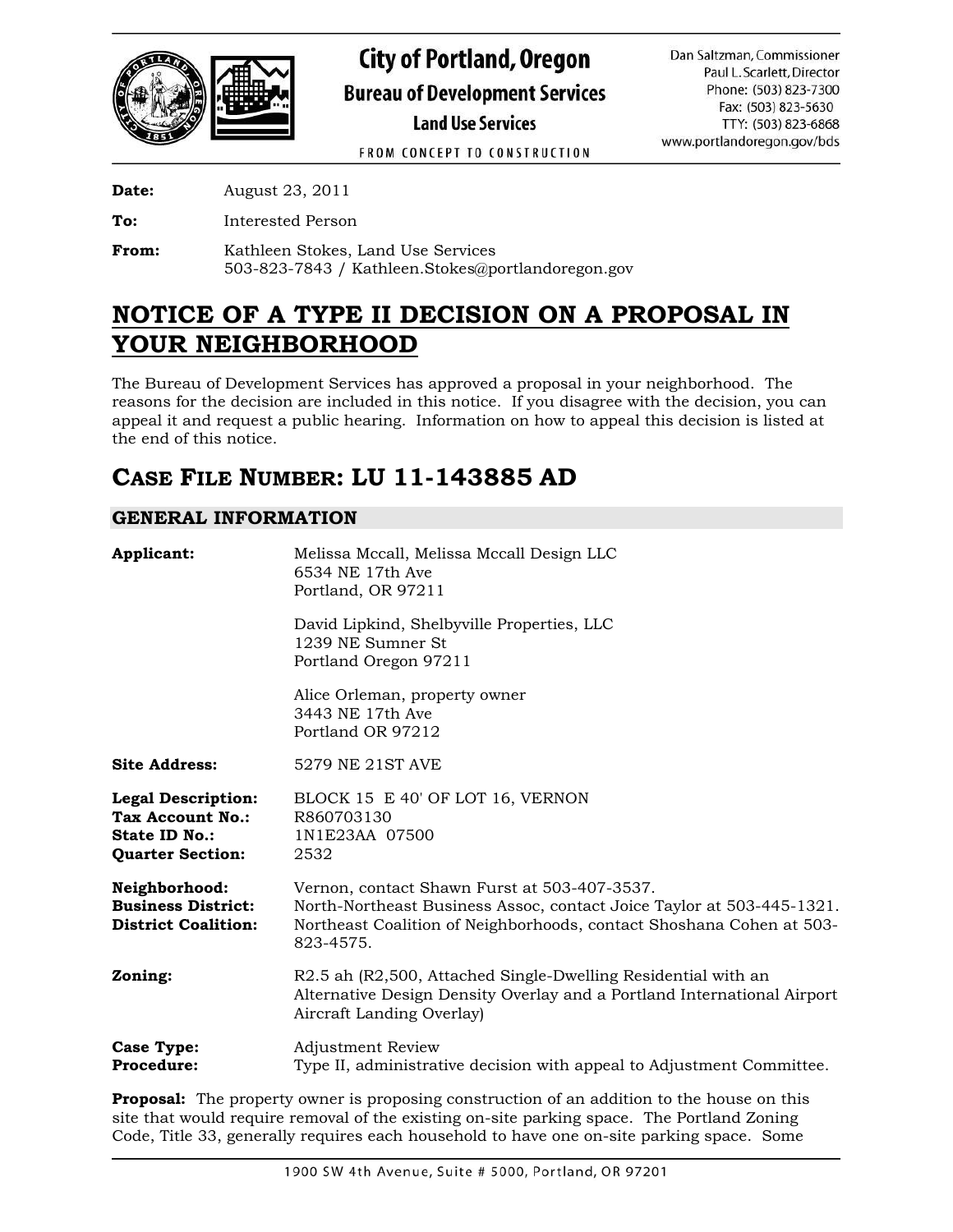**City of Portland, Oregon**
**Bureau of Development Services**
**Land Use Services**
FROM CONCEPT TO CONSTRUCTION

Dan Saltzman, Commissioner
Paul L. Scarlett, Director
Phone: (503) 823-7300
Fax: (503) 823-5630
TTY: (503) 823-6868
www.portlandoregon.gov/bds

**Date:** August 23, 2011

**To:** Interested Person

**From:** Kathleen Stokes, Land Use Services
503-823-7843 / Kathleen.Stokes@portlandoregon.gov

# NOTICE OF A TYPE II DECISION ON A PROPOSAL IN YOUR NEIGHBORHOOD

The Bureau of Development Services has approved a proposal in your neighborhood. The reasons for the decision are included in this notice. If you disagree with the decision, you can appeal it and request a public hearing. Information on how to appeal this decision is listed at the end of this notice.

# CASE FILE NUMBER: LU 11-143885 AD

## GENERAL INFORMATION

**Applicant:**
Melissa Mccall, Melissa Mccall Design LLC
6534 NE 17th Ave
Portland, OR 97211

David Lipkind, Shelbyville Properties, LLC
1239 NE Sumner St
Portland Oregon 97211

Alice Orleman, property owner
3443 NE 17th Ave
Portland OR 97212

**Site Address:** 5279 NE 21ST AVE

**Legal Description:** BLOCK 15 E 40' OF LOT 16, VERNON
**Tax Account No.:** R860703130
**State ID No.:** 1N1E23AA 07500
**Quarter Section:** 2532

**Neighborhood:** Vernon, contact Shawn Furst at 503-407-3537.
**Business District:** North-Northeast Business Assoc, contact Joice Taylor at 503-445-1321.
**District Coalition:** Northeast Coalition of Neighborhoods, contact Shoshana Cohen at 503-823-4575.

**Zoning:** R2.5 ah (R2,500, Attached Single-Dwelling Residential with an Alternative Design Density Overlay and a Portland International Airport Aircraft Landing Overlay)

**Case Type:** Adjustment Review
**Procedure:** Type II, administrative decision with appeal to Adjustment Committee.

**Proposal:** The property owner is proposing construction of an addition to the house on this site that would require removal of the existing on-site parking space. The Portland Zoning Code, Title 33, generally requires each household to have one on-site parking space. Some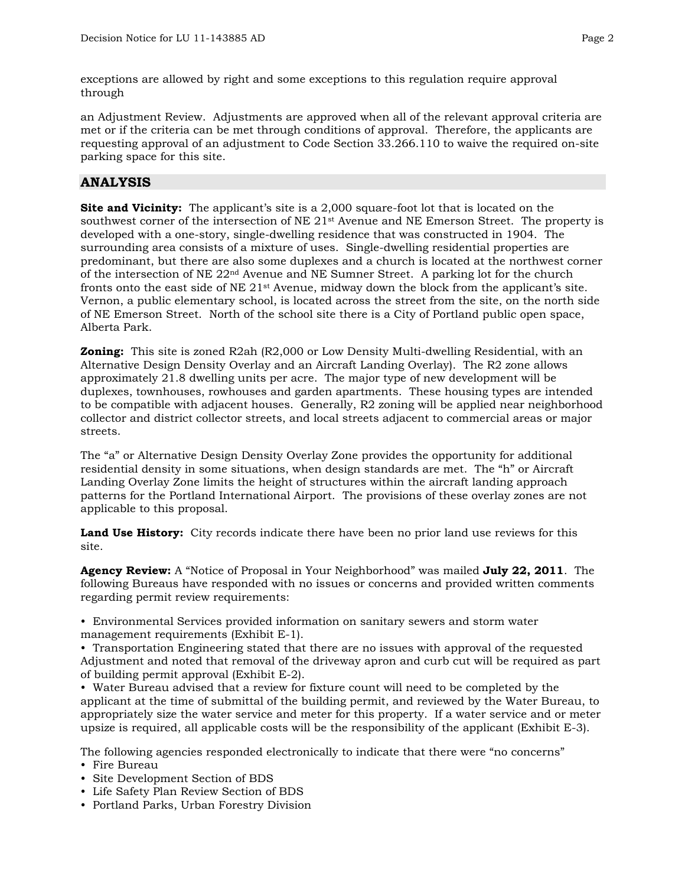exceptions are allowed by right and some exceptions to this regulation require approval through

an Adjustment Review. Adjustments are approved when all of the relevant approval criteria are met or if the criteria can be met through conditions of approval. Therefore, the applicants are requesting approval of an adjustment to Code Section 33.266.110 to waive the required on-site parking space for this site.

## ANALYSIS

**Site and Vicinity:** The applicant's site is a 2,000 square-foot lot that is located on the southwest corner of the intersection of NE 21st Avenue and NE Emerson Street. The property is developed with a one-story, single-dwelling residence that was constructed in 1904. The surrounding area consists of a mixture of uses. Single-dwelling residential properties are predominant, but there are also some duplexes and a church is located at the northwest corner of the intersection of NE 22nd Avenue and NE Sumner Street. A parking lot for the church fronts onto the east side of NE 21st Avenue, midway down the block from the applicant's site. Vernon, a public elementary school, is located across the street from the site, on the north side of NE Emerson Street. North of the school site there is a City of Portland public open space, Alberta Park.

**Zoning:** This site is zoned R2ah (R2,000 or Low Density Multi-dwelling Residential, with an Alternative Design Density Overlay and an Aircraft Landing Overlay). The R2 zone allows approximately 21.8 dwelling units per acre. The major type of new development will be duplexes, townhouses, rowhouses and garden apartments. These housing types are intended to be compatible with adjacent houses. Generally, R2 zoning will be applied near neighborhood collector and district collector streets, and local streets adjacent to commercial areas or major streets.

The "a" or Alternative Design Density Overlay Zone provides the opportunity for additional residential density in some situations, when design standards are met. The "h" or Aircraft Landing Overlay Zone limits the height of structures within the aircraft landing approach patterns for the Portland International Airport. The provisions of these overlay zones are not applicable to this proposal.

**Land Use History:** City records indicate there have been no prior land use reviews for this site.

**Agency Review:** A "Notice of Proposal in Your Neighborhood" was mailed **July 22, 2011**. The following Bureaus have responded with no issues or concerns and provided written comments regarding permit review requirements:

- Environmental Services provided information on sanitary sewers and storm water management requirements (Exhibit E-1).
- Transportation Engineering stated that there are no issues with approval of the requested Adjustment and noted that removal of the driveway apron and curb cut will be required as part of building permit approval (Exhibit E-2).
- Water Bureau advised that a review for fixture count will need to be completed by the applicant at the time of submittal of the building permit, and reviewed by the Water Bureau, to appropriately size the water service and meter for this property. If a water service and or meter upsize is required, all applicable costs will be the responsibility of the applicant (Exhibit E-3).

The following agencies responded electronically to indicate that there were "no concerns"

- Fire Bureau
- Site Development Section of BDS
- Life Safety Plan Review Section of BDS
- Portland Parks, Urban Forestry Division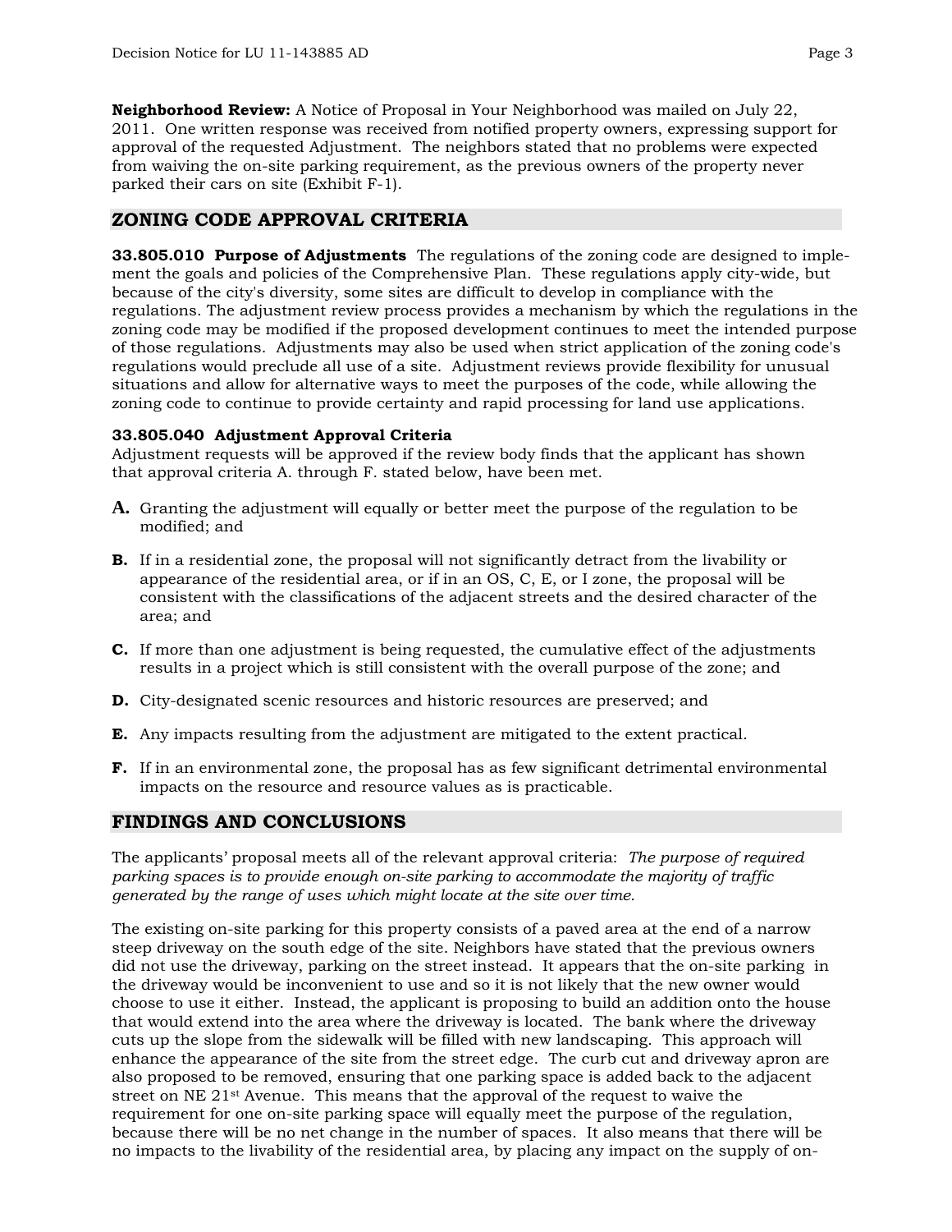**Neighborhood Review:** A Notice of Proposal in Your Neighborhood was mailed on July 22, 2011. One written response was received from notified property owners, expressing support for approval of the requested Adjustment. The neighbors stated that no problems were expected from waiving the on-site parking requirement, as the previous owners of the property never parked their cars on site (Exhibit F-1).

## ZONING CODE APPROVAL CRITERIA

**33.805.010 Purpose of Adjustments** The regulations of the zoning code are designed to implement the goals and policies of the Comprehensive Plan. These regulations apply city-wide, but because of the city's diversity, some sites are difficult to develop in compliance with the regulations. The adjustment review process provides a mechanism by which the regulations in the zoning code may be modified if the proposed development continues to meet the intended purpose of those regulations. Adjustments may also be used when strict application of the zoning code's regulations would preclude all use of a site. Adjustment reviews provide flexibility for unusual situations and allow for alternative ways to meet the purposes of the code, while allowing the zoning code to continue to provide certainty and rapid processing for land use applications.

**33.805.040 Adjustment Approval Criteria**
Adjustment requests will be approved if the review body finds that the applicant has shown that approval criteria A. through F. stated below, have been met.

**A.** Granting the adjustment will equally or better meet the purpose of the regulation to be modified; and

**B.** If in a residential zone, the proposal will not significantly detract from the livability or appearance of the residential area, or if in an OS, C, E, or I zone, the proposal will be consistent with the classifications of the adjacent streets and the desired character of the area; and

**C.** If more than one adjustment is being requested, the cumulative effect of the adjustments results in a project which is still consistent with the overall purpose of the zone; and

**D.** City-designated scenic resources and historic resources are preserved; and

**E.** Any impacts resulting from the adjustment are mitigated to the extent practical.

**F.** If in an environmental zone, the proposal has as few significant detrimental environmental impacts on the resource and resource values as is practicable.

## FINDINGS AND CONCLUSIONS

The applicants' proposal meets all of the relevant approval criteria: *The purpose of required parking spaces is to provide enough on-site parking to accommodate the majority of traffic generated by the range of uses which might locate at the site over time.*

The existing on-site parking for this property consists of a paved area at the end of a narrow steep driveway on the south edge of the site. Neighbors have stated that the previous owners did not use the driveway, parking on the street instead. It appears that the on-site parking in the driveway would be inconvenient to use and so it is not likely that the new owner would choose to use it either. Instead, the applicant is proposing to build an addition onto the house that would extend into the area where the driveway is located. The bank where the driveway cuts up the slope from the sidewalk will be filled with new landscaping. This approach will enhance the appearance of the site from the street edge. The curb cut and driveway apron are also proposed to be removed, ensuring that one parking space is added back to the adjacent street on NE 21st Avenue. This means that the approval of the request to waive the requirement for one on-site parking space will equally meet the purpose of the regulation, because there will be no net change in the number of spaces. It also means that there will be no impacts to the livability of the residential area, by placing any impact on the supply of on-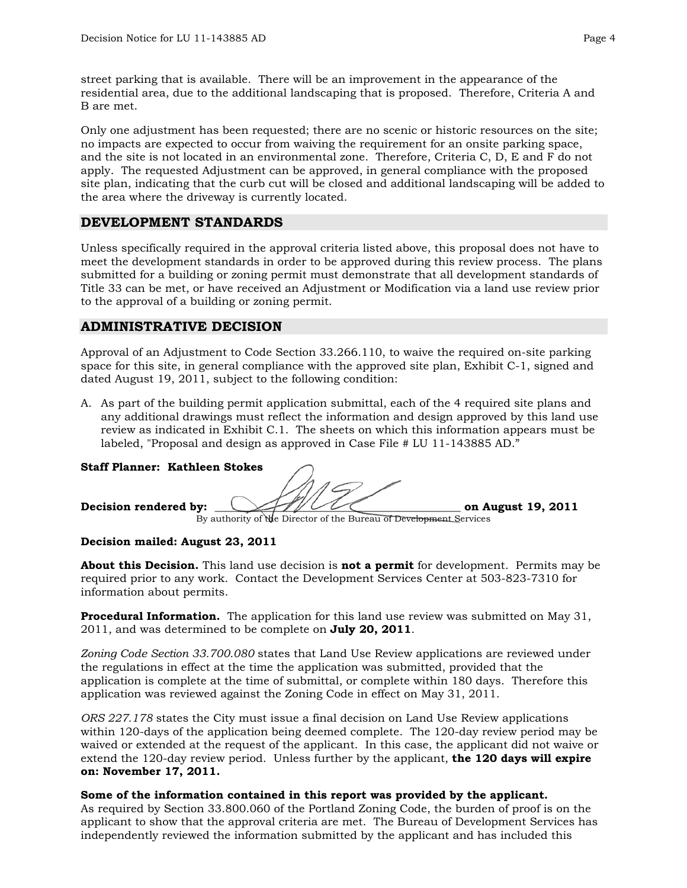street parking that is available. There will be an improvement in the appearance of the residential area, due to the additional landscaping that is proposed. Therefore, Criteria A and B are met.

Only one adjustment has been requested; there are no scenic or historic resources on the site; no impacts are expected to occur from waiving the requirement for an onsite parking space, and the site is not located in an environmental zone. Therefore, Criteria C, D, E and F do not apply. The requested Adjustment can be approved, in general compliance with the proposed site plan, indicating that the curb cut will be closed and additional landscaping will be added to the area where the driveway is currently located.

## DEVELOPMENT STANDARDS

Unless specifically required in the approval criteria listed above, this proposal does not have to meet the development standards in order to be approved during this review process. The plans submitted for a building or zoning permit must demonstrate that all development standards of Title 33 can be met, or have received an Adjustment or Modification via a land use review prior to the approval of a building or zoning permit.

## ADMINISTRATIVE DECISION

Approval of an Adjustment to Code Section 33.266.110, to waive the required on-site parking space for this site, in general compliance with the approved site plan, Exhibit C-1, signed and dated August 19, 2011, subject to the following condition:

A. As part of the building permit application submittal, each of the 4 required site plans and any additional drawings must reflect the information and design approved by this land use review as indicated in Exhibit C.1. The sheets on which this information appears must be labeled, "Proposal and design as approved in Case File # LU 11-143885 AD."

**Staff Planner: Kathleen Stokes**

**Decision rendered by:** ______________________________ **on August 19, 2011**
By authority of the Director of the Bureau of Development Services

**Decision mailed: August 23, 2011**

**About this Decision.** This land use decision is **not a permit** for development. Permits may be required prior to any work. Contact the Development Services Center at 503-823-7310 for information about permits.

**Procedural Information.** The application for this land use review was submitted on May 31, 2011, and was determined to be complete on **July 20, 2011**.

*Zoning Code Section 33.700.080* states that Land Use Review applications are reviewed under the regulations in effect at the time the application was submitted, provided that the application is complete at the time of submittal, or complete within 180 days. Therefore this application was reviewed against the Zoning Code in effect on May 31, 2011.

*ORS 227.178* states the City must issue a final decision on Land Use Review applications within 120-days of the application being deemed complete. The 120-day review period may be waived or extended at the request of the applicant. In this case, the applicant did not waive or extend the 120-day review period. Unless further by the applicant, **the 120 days will expire on: November 17, 2011.**

**Some of the information contained in this report was provided by the applicant.**
As required by Section 33.800.060 of the Portland Zoning Code, the burden of proof is on the applicant to show that the approval criteria are met. The Bureau of Development Services has independently reviewed the information submitted by the applicant and has included this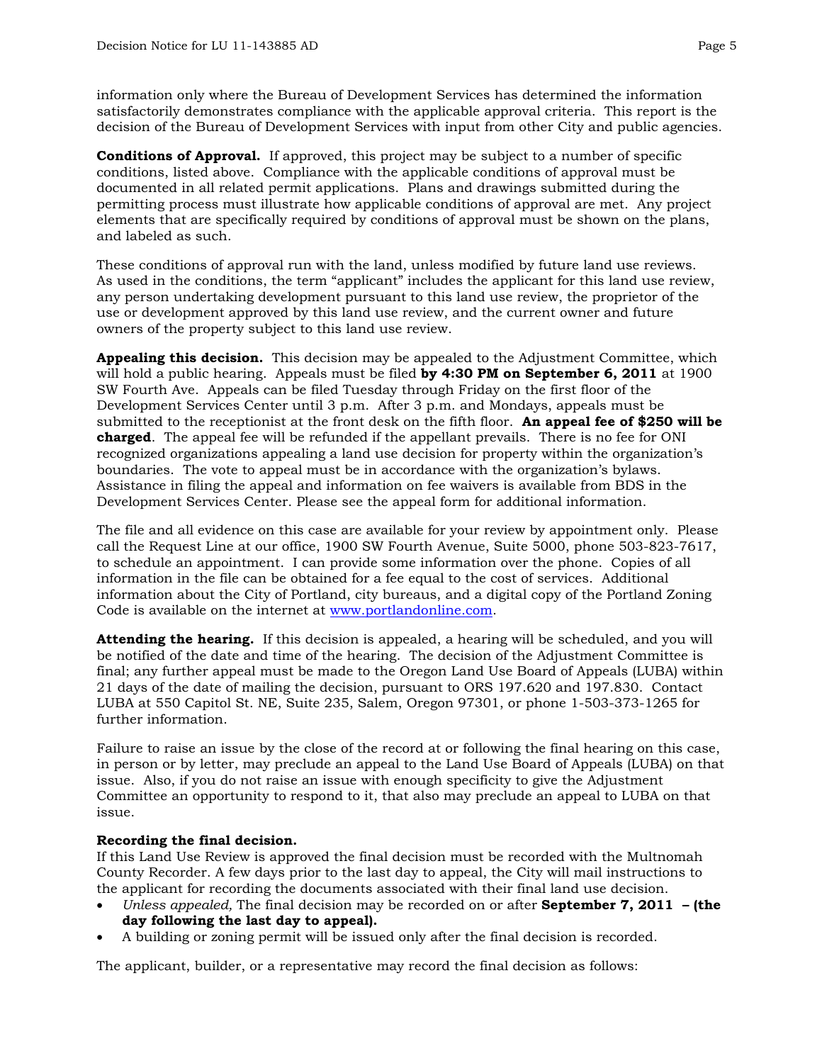information only where the Bureau of Development Services has determined the information satisfactorily demonstrates compliance with the applicable approval criteria. This report is the decision of the Bureau of Development Services with input from other City and public agencies.

**Conditions of Approval.** If approved, this project may be subject to a number of specific conditions, listed above. Compliance with the applicable conditions of approval must be documented in all related permit applications. Plans and drawings submitted during the permitting process must illustrate how applicable conditions of approval are met. Any project elements that are specifically required by conditions of approval must be shown on the plans, and labeled as such.

These conditions of approval run with the land, unless modified by future land use reviews. As used in the conditions, the term "applicant" includes the applicant for this land use review, any person undertaking development pursuant to this land use review, the proprietor of the use or development approved by this land use review, and the current owner and future owners of the property subject to this land use review.

**Appealing this decision.** This decision may be appealed to the Adjustment Committee, which will hold a public hearing. Appeals must be filed **by 4:30 PM on September 6, 2011** at 1900 SW Fourth Ave. Appeals can be filed Tuesday through Friday on the first floor of the Development Services Center until 3 p.m. After 3 p.m. and Mondays, appeals must be submitted to the receptionist at the front desk on the fifth floor. **An appeal fee of $250 will be charged**. The appeal fee will be refunded if the appellant prevails. There is no fee for ONI recognized organizations appealing a land use decision for property within the organization's boundaries. The vote to appeal must be in accordance with the organization's bylaws. Assistance in filing the appeal and information on fee waivers is available from BDS in the Development Services Center. Please see the appeal form for additional information.

The file and all evidence on this case are available for your review by appointment only. Please call the Request Line at our office, 1900 SW Fourth Avenue, Suite 5000, phone 503-823-7617, to schedule an appointment. I can provide some information over the phone. Copies of all information in the file can be obtained for a fee equal to the cost of services. Additional information about the City of Portland, city bureaus, and a digital copy of the Portland Zoning Code is available on the internet at www.portlandonline.com.

**Attending the hearing.** If this decision is appealed, a hearing will be scheduled, and you will be notified of the date and time of the hearing. The decision of the Adjustment Committee is final; any further appeal must be made to the Oregon Land Use Board of Appeals (LUBA) within 21 days of the date of mailing the decision, pursuant to ORS 197.620 and 197.830. Contact LUBA at 550 Capitol St. NE, Suite 235, Salem, Oregon 97301, or phone 1-503-373-1265 for further information.

Failure to raise an issue by the close of the record at or following the final hearing on this case, in person or by letter, may preclude an appeal to the Land Use Board of Appeals (LUBA) on that issue. Also, if you do not raise an issue with enough specificity to give the Adjustment Committee an opportunity to respond to it, that also may preclude an appeal to LUBA on that issue.

**Recording the final decision.**
If this Land Use Review is approved the final decision must be recorded with the Multnomah County Recorder. A few days prior to the last day to appeal, the City will mail instructions to the applicant for recording the documents associated with their final land use decision.

- *Unless appealed,* The final decision may be recorded on or after **September 7, 2011 – (the day following the last day to appeal).**
- A building or zoning permit will be issued only after the final decision is recorded.

The applicant, builder, or a representative may record the final decision as follows: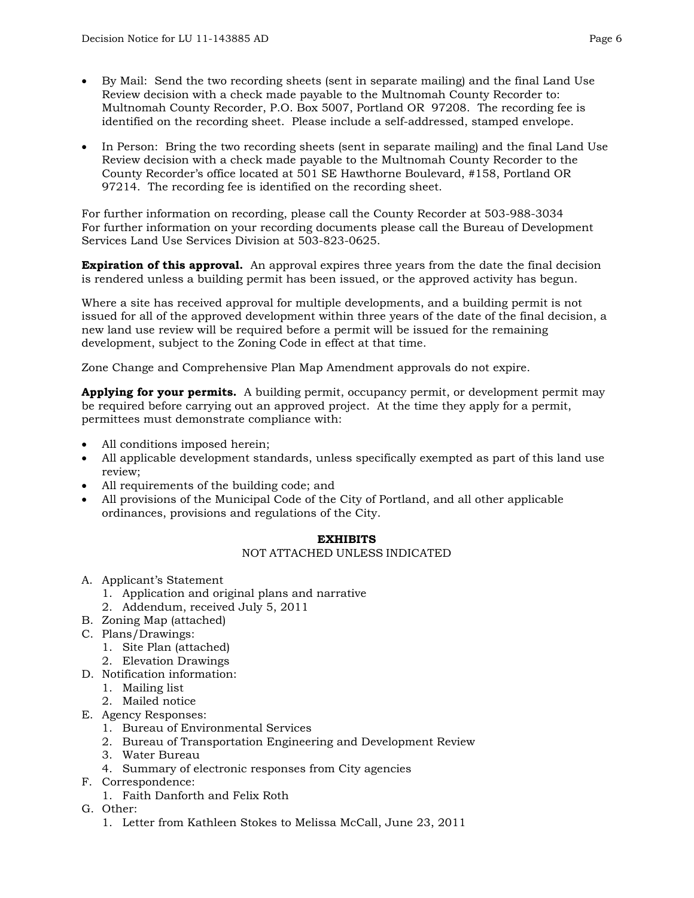- By Mail: Send the two recording sheets (sent in separate mailing) and the final Land Use Review decision with a check made payable to the Multnomah County Recorder to: Multnomah County Recorder, P.O. Box 5007, Portland OR 97208. The recording fee is identified on the recording sheet. Please include a self-addressed, stamped envelope.

- In Person: Bring the two recording sheets (sent in separate mailing) and the final Land Use Review decision with a check made payable to the Multnomah County Recorder to the County Recorder's office located at 501 SE Hawthorne Boulevard, #158, Portland OR 97214. The recording fee is identified on the recording sheet.

For further information on recording, please call the County Recorder at 503-988-3034
For further information on your recording documents please call the Bureau of Development Services Land Use Services Division at 503-823-0625.

**Expiration of this approval.** An approval expires three years from the date the final decision is rendered unless a building permit has been issued, or the approved activity has begun.

Where a site has received approval for multiple developments, and a building permit is not issued for all of the approved development within three years of the date of the final decision, a new land use review will be required before a permit will be issued for the remaining development, subject to the Zoning Code in effect at that time.

Zone Change and Comprehensive Plan Map Amendment approvals do not expire.

**Applying for your permits.** A building permit, occupancy permit, or development permit may be required before carrying out an approved project. At the time they apply for a permit, permittees must demonstrate compliance with:

- All conditions imposed herein;
- All applicable development standards, unless specifically exempted as part of this land use review;
- All requirements of the building code; and
- All provisions of the Municipal Code of the City of Portland, and all other applicable ordinances, provisions and regulations of the City.

## EXHIBITS

NOT ATTACHED UNLESS INDICATED

A. Applicant's Statement
   1. Application and original plans and narrative
   2. Addendum, received July 5, 2011
B. Zoning Map (attached)
C. Plans/Drawings:
   1. Site Plan (attached)
   2. Elevation Drawings
D. Notification information:
   1. Mailing list
   2. Mailed notice
E. Agency Responses:
   1. Bureau of Environmental Services
   2. Bureau of Transportation Engineering and Development Review
   3. Water Bureau
   4. Summary of electronic responses from City agencies
F. Correspondence:
   1. Faith Danforth and Felix Roth
G. Other:
   1. Letter from Kathleen Stokes to Melissa McCall, June 23, 2011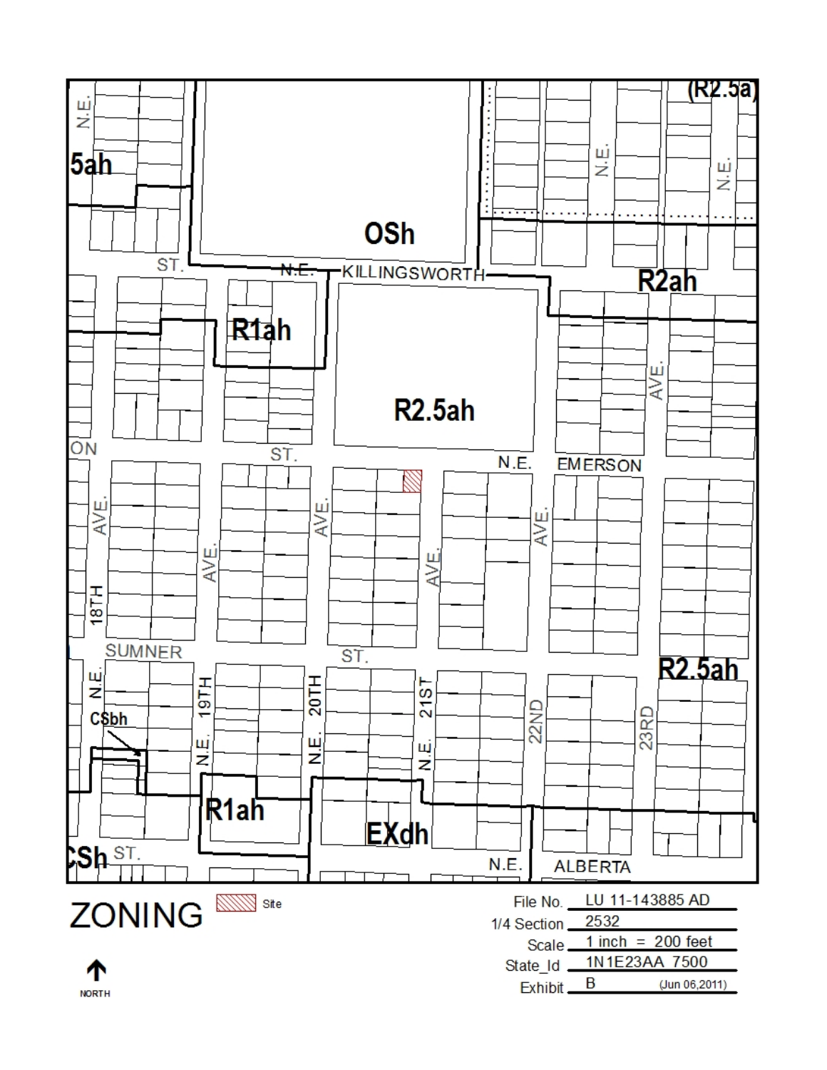# ZONING

Site

| | |
|---|---|
| File No. | LU 11-143885 AD |
| 1/4 Section | 2532 |
| Scale | 1 inch = 200 feet |
| State_Id | 1N1E23AA 7500 |
| Exhibit | B (Jun 06,2011) |

NORTH

(R2.5a)

5ah

OSh

R2ah

R1ah

R2.5ah

R2.5ah

CSbh

R1ah

EXdh

CSh

N.E. KILLINGSWORTH ST.

N.E. EMERSON ST.

SUMNER ST.

N.E. ALBERTA ST.

N.E. 18TH AVE.

N.E. 19TH AVE.

N.E. 20TH AVE.

N.E. 21ST AVE.

22ND AVE.

23RD AVE.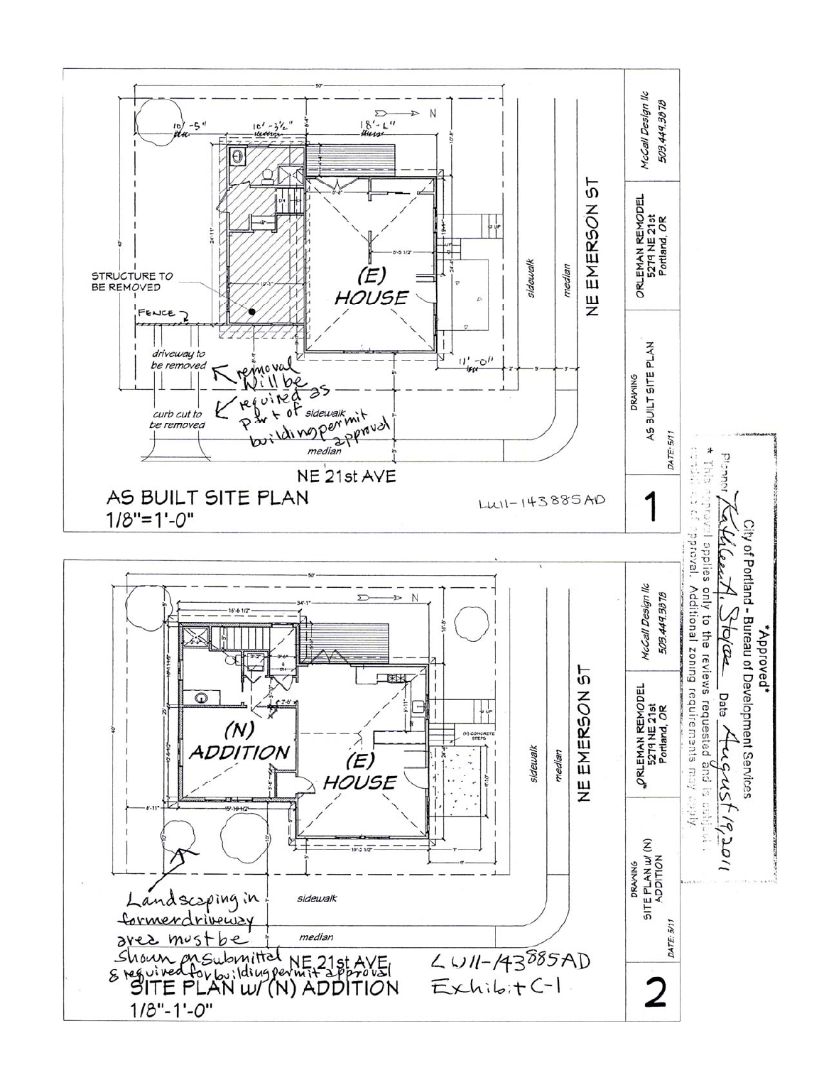**Drawing 1**

50'

10'-5"

10'-3½"

18'-6"

N

STRUCTURE TO BE REMOVED

FENCE

driveway to be removed

curb cut to be removed

removal will be required as part of building permit approval

(E) HOUSE

11'-0"

sidewalk

median

NE EMERSON ST

NE 21st AVE

# AS BUILT SITE PLAN

1/8"=1'-0"

LU11-143885AD

McCall Design llc
503.449.3878

ORLEMAN REMODEL
5279 NE 21st
Portland, OR

DRAWING
AS BUILT SITE PLAN

DATE: 5/11

1

---

**Drawing 2**

50'

34'-1"

16'-8 1/2"

N

(N) ADDITION

(E) HOUSE

(N) CONCRETE STEPS

8'-11"

15'-10 1/2"

19'-2 1/2"

sidewalk

median

NE EMERSON ST

Landscaping in former driveway area must be shown on submitted & required for building permit approval

NE 21st AVE

# SITE PLAN w/ (N) ADDITION

1/8"-1'-0"

LU11-143885AD
Exhibit C-1

McCall Design llc
503.449.3878

ORLEMAN REMODEL
5279 NE 21st
Portland, OR

DRAWING
SITE PLAN w/ (N) ADDITION

DATE: 5/11

2

---

\*Approved\*
City of Portland - Bureau of Development Services
Planner Kathleen A. Stokes Date August 19, 2011
\* This approval applies only to the reviews requested and is subject to all conditions of approval. Additional zoning requirements may apply.